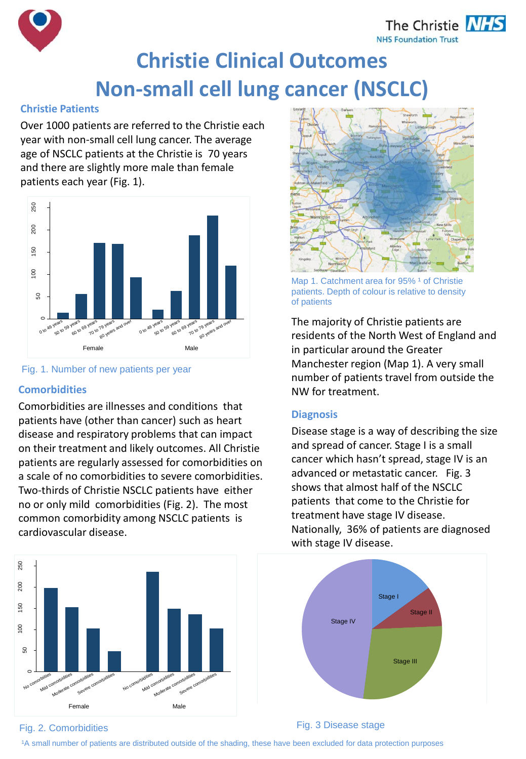# Christie Clinical Outcomes
# Non-small cell lung cancer (NSCLC)

## Christie Patients

Over 1000 patients are referred to the Christie each year with non-small cell lung cancer. The average age of NSCLC patients at the Christie is 70 years and there are slightly more male than female patients each year (Fig. 1).

Fig. 1. Number of new patients per year

## Comorbidities

Comorbidities are illnesses and conditions that patients have (other than cancer) such as heart disease and respiratory problems that can impact on their treatment and likely outcomes. All Christie patients are regularly assessed for comorbidities on a scale of no comorbidities to severe comorbidities. Two-thirds of Christie NSCLC patients have either no or only mild comorbidities (Fig. 2). The most common comorbidity among NSCLC patients is cardiovascular disease.

Fig. 2. Comorbidities

Map 1. Catchment area for 95% [1] of Christie patients. Depth of colour is relative to density of patients

The majority of Christie patients are residents of the North West of England and in particular around the Greater Manchester region (Map 1). A very small number of patients travel from outside the NW for treatment.

## Diagnosis

Disease stage is a way of describing the size and spread of cancer. Stage I is a small cancer which hasn't spread, stage IV is an advanced or metastatic cancer. Fig. 3 shows that almost half of the NSCLC patients that come to the Christie for treatment have stage IV disease. Nationally, 36% of patients are diagnosed with stage IV disease.

Fig. 3 Disease stage

[1]A small number of patients are distributed outside of the shading, these have been excluded for data protection purposes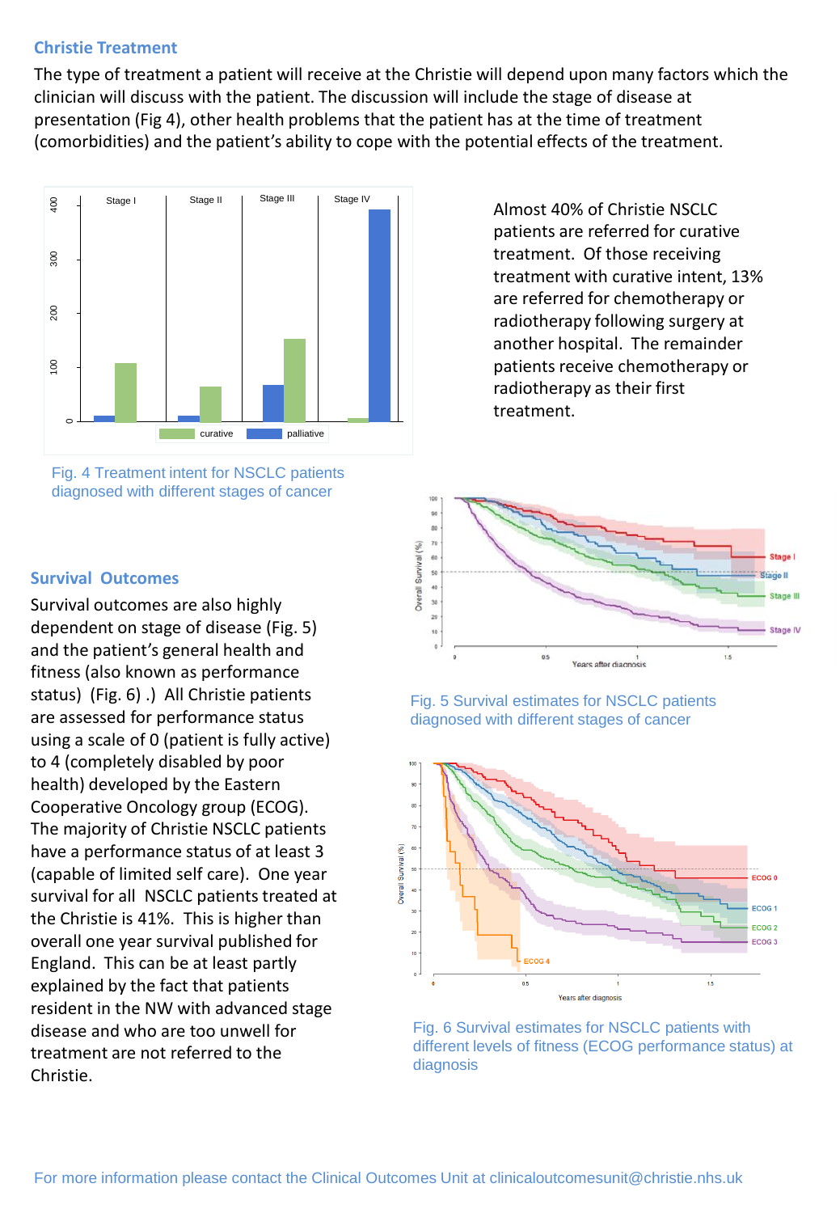## Christie Treatment

The type of treatment a patient will receive at the Christie will depend upon many factors which the clinician will discuss with the patient. The discussion will include the stage of disease at presentation (Fig 4), other health problems that the patient has at the time of treatment (comorbidities) and the patient's ability to cope with the potential effects of the treatment.

Stage I
Stage II
Stage III
Stage IV
0
100
200
300
400
curative
palliative

Fig. 4 Treatment intent for NSCLC patients diagnosed with different stages of cancer

Almost 40% of Christie NSCLC patients are referred for curative treatment. Of those receiving treatment with curative intent, 13% are referred for chemotherapy or radiotherapy following surgery at another hospital. The remainder patients receive chemotherapy or radiotherapy as their first treatment.

Overall Survival (%)
Years after diagnosis
Stage I
Stage II
Stage III
Stage IV

Fig. 5 Survival estimates for NSCLC patients diagnosed with different stages of cancer

## Survival Outcomes

Survival outcomes are also highly dependent on stage of disease (Fig. 5) and the patient's general health and fitness (also known as performance status) (Fig. 6) .) All Christie patients are assessed for performance status using a scale of 0 (patient is fully active) to 4 (completely disabled by poor health) developed by the Eastern Cooperative Oncology group (ECOG). The majority of Christie NSCLC patients have a performance status of at least 3 (capable of limited self care). One year survival for all NSCLC patients treated at the Christie is 41%. This is higher than overall one year survival published for England. This can be at least partly explained by the fact that patients resident in the NW with advanced stage disease and who are too unwell for treatment are not referred to the Christie.

Overall Survival (%)
Years after diagnosis
ECOG 0
ECOG 1
ECOG 2
ECOG 3
ECOG 4

Fig. 6 Survival estimates for NSCLC patients with different levels of fitness (ECOG performance status) at diagnosis

For more information please contact the Clinical Outcomes Unit at clinicaloutcomesunit@christie.nhs.uk